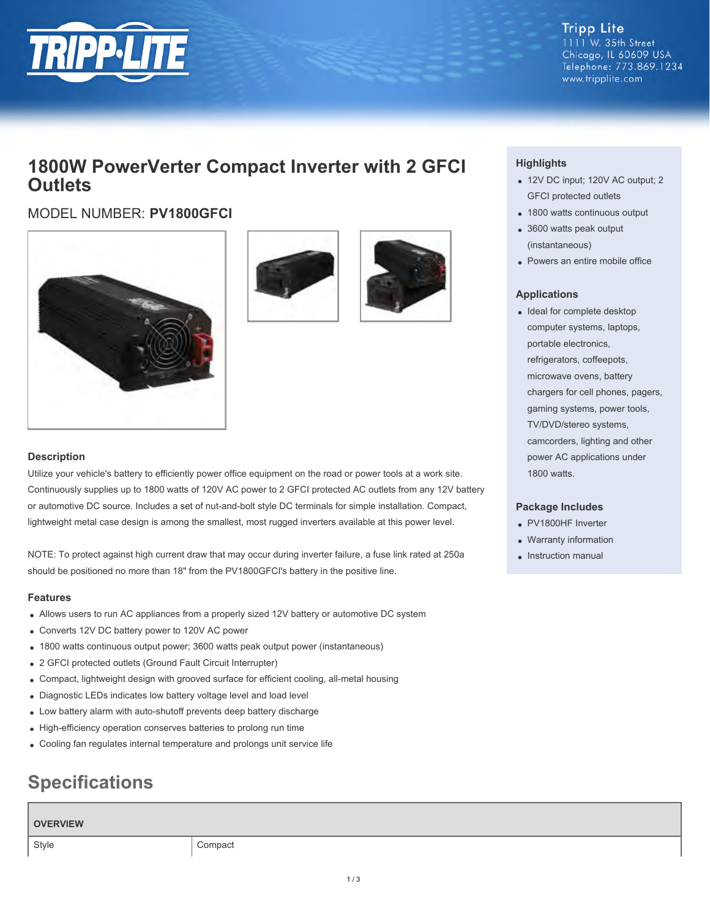Tripp Lite
1111 W. 35th Street
Chicago, IL 60609 USA
Telephone: 773.869.1234
www.tripplite.com

# 1800W PowerVerter Compact Inverter with 2 GFCI Outlets

MODEL NUMBER: **PV1800GFCI**

### Highlights

- 12V DC input; 120V AC output; 2 GFCI protected outlets
- 1800 watts continuous output
- 3600 watts peak output (instantaneous)
- Powers an entire mobile office

### Applications

- Ideal for complete desktop computer systems, laptops, portable electronics, refrigerators, coffeepots, microwave ovens, battery chargers for cell phones, pagers, gaming systems, power tools, TV/DVD/stereo systems, camcorders, lighting and other power AC applications under 1800 watts.

### Package Includes

- PV1800HF Inverter
- Warranty information
- Instruction manual

### Description

Utilize your vehicle's battery to efficiently power office equipment on the road or power tools at a work site. Continuously supplies up to 1800 watts of 120V AC power to 2 GFCI protected AC outlets from any 12V battery or automotive DC source. Includes a set of nut-and-bolt style DC terminals for simple installation. Compact, lightweight metal case design is among the smallest, most rugged inverters available at this power level.

NOTE: To protect against high current draw that may occur during inverter failure, a fuse link rated at 250a should be positioned no more than 18" from the PV1800GFCI's battery in the positive line.

### Features

- Allows users to run AC appliances from a properly sized 12V battery or automotive DC system
- Converts 12V DC battery power to 120V AC power
- 1800 watts continuous output power; 3600 watts peak output power (instantaneous)
- 2 GFCI protected outlets (Ground Fault Circuit Interrupter)
- Compact, lightweight design with grooved surface for efficient cooling, all-metal housing
- Diagnostic LEDs indicates low battery voltage level and load level
- Low battery alarm with auto-shutoff prevents deep battery discharge
- High-efficiency operation conserves batteries to prolong run time
- Cooling fan regulates internal temperature and prolongs unit service life

## Specifications

| OVERVIEW | |
|---|---|
| Style | Compact |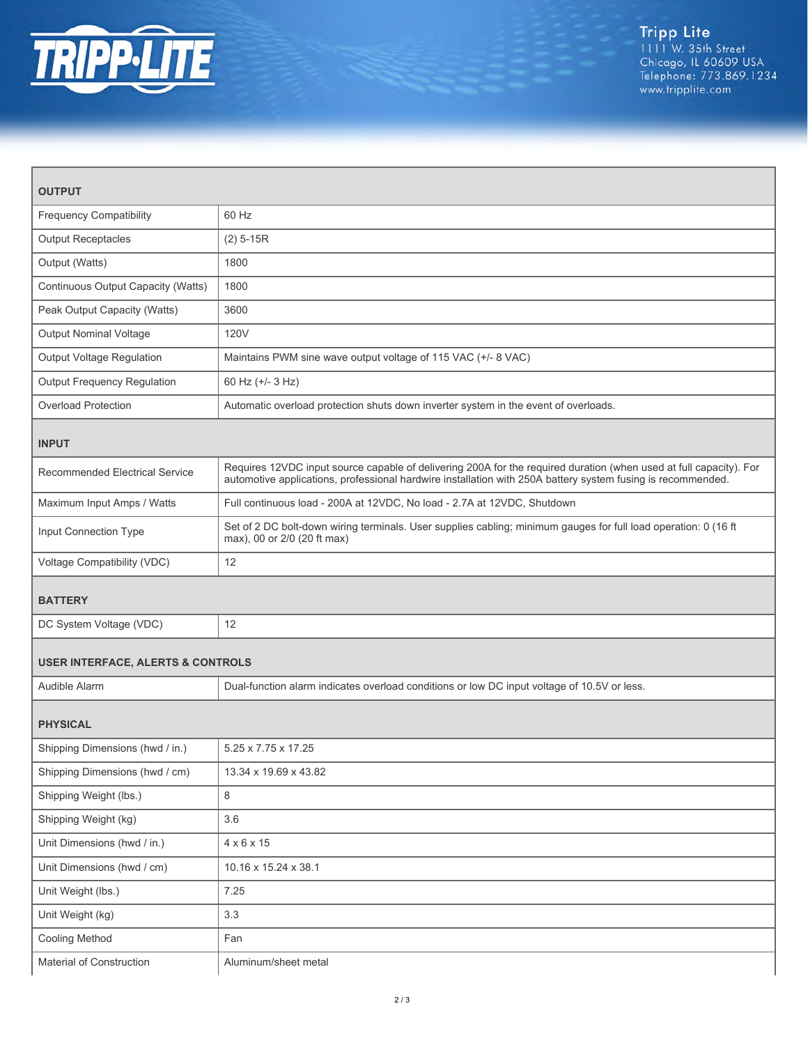| OUTPUT | |
|---|---|
| Frequency Compatibility | 60 Hz |
| Output Receptacles | (2) 5-15R |
| Output (Watts) | 1800 |
| Continuous Output Capacity (Watts) | 1800 |
| Peak Output Capacity (Watts) | 3600 |
| Output Nominal Voltage | 120V |
| Output Voltage Regulation | Maintains PWM sine wave output voltage of 115 VAC (+/- 8 VAC) |
| Output Frequency Regulation | 60 Hz (+/- 3 Hz) |
| Overload Protection | Automatic overload protection shuts down inverter system in the event of overloads. |
| **INPUT** | |
| Recommended Electrical Service | Requires 12VDC input source capable of delivering 200A for the required duration (when used at full capacity). For automotive applications, professional hardwire installation with 250A battery system fusing is recommended. |
| Maximum Input Amps / Watts | Full continuous load - 200A at 12VDC, No load - 2.7A at 12VDC, Shutdown |
| Input Connection Type | Set of 2 DC bolt-down wiring terminals. User supplies cabling; minimum gauges for full load operation: 0 (16 ft max), 00 or 2/0 (20 ft max) |
| Voltage Compatibility (VDC) | 12 |
| **BATTERY** | |
| DC System Voltage (VDC) | 12 |
| **USER INTERFACE, ALERTS & CONTROLS** | |
| Audible Alarm | Dual-function alarm indicates overload conditions or low DC input voltage of 10.5V or less. |
| **PHYSICAL** | |
| Shipping Dimensions (hwd / in.) | 5.25 x 7.75 x 17.25 |
| Shipping Dimensions (hwd / cm) | 13.34 x 19.69 x 43.82 |
| Shipping Weight (lbs.) | 8 |
| Shipping Weight (kg) | 3.6 |
| Unit Dimensions (hwd / in.) | 4 x 6 x 15 |
| Unit Dimensions (hwd / cm) | 10.16 x 15.24 x 38.1 |
| Unit Weight (lbs.) | 7.25 |
| Unit Weight (kg) | 3.3 |
| Cooling Method | Fan |
| Material of Construction | Aluminum/sheet metal |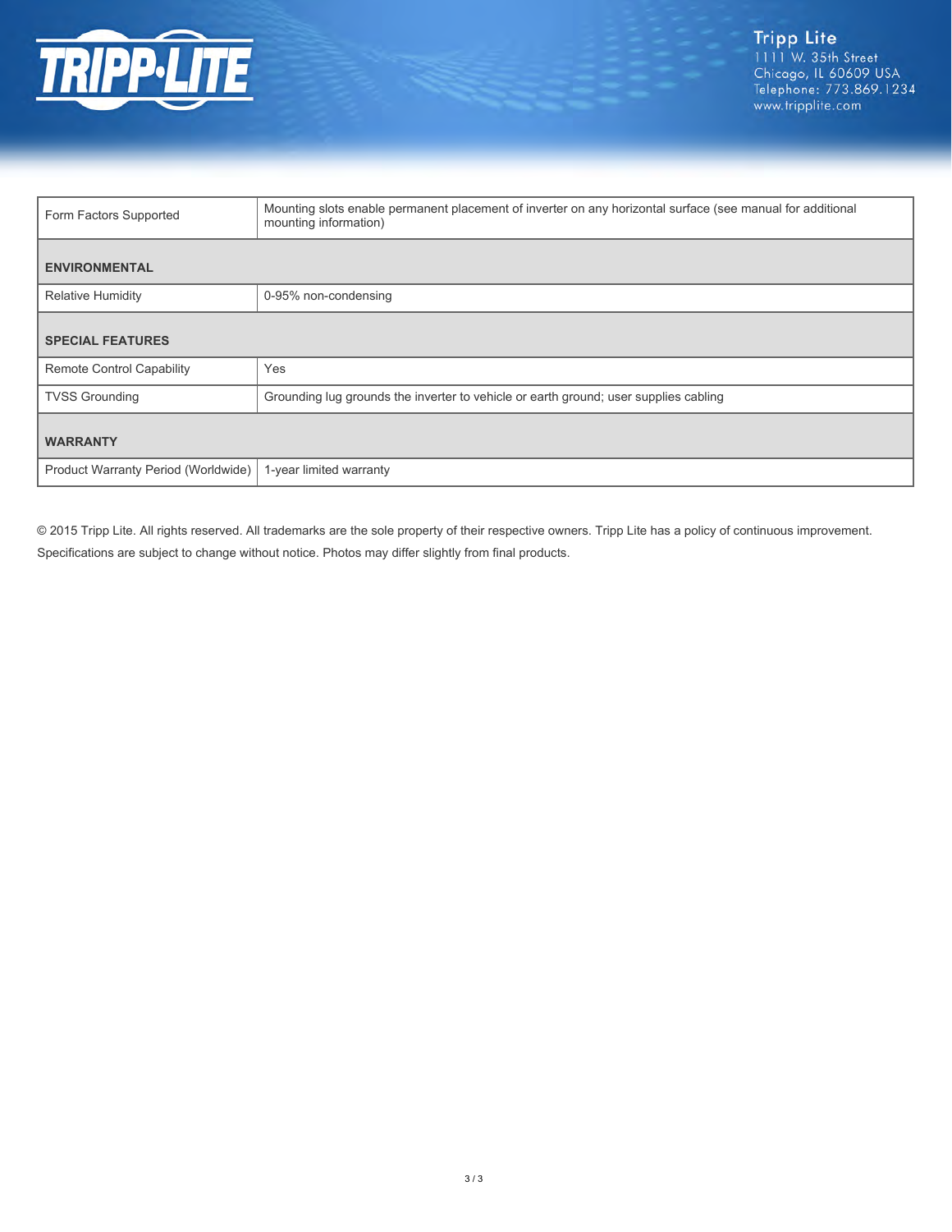| | |
|---|---|
| Form Factors Supported | Mounting slots enable permanent placement of inverter on any horizontal surface (see manual for additional mounting information) |
| **ENVIRONMENTAL** | |
| Relative Humidity | 0-95% non-condensing |
| **SPECIAL FEATURES** | |
| Remote Control Capability | Yes |
| TVSS Grounding | Grounding lug grounds the inverter to vehicle or earth ground; user supplies cabling |
| **WARRANTY** | |
| Product Warranty Period (Worldwide) | 1-year limited warranty |

© 2015 Tripp Lite. All rights reserved. All trademarks are the sole property of their respective owners. Tripp Lite has a policy of continuous improvement. Specifications are subject to change without notice. Photos may differ slightly from final products.